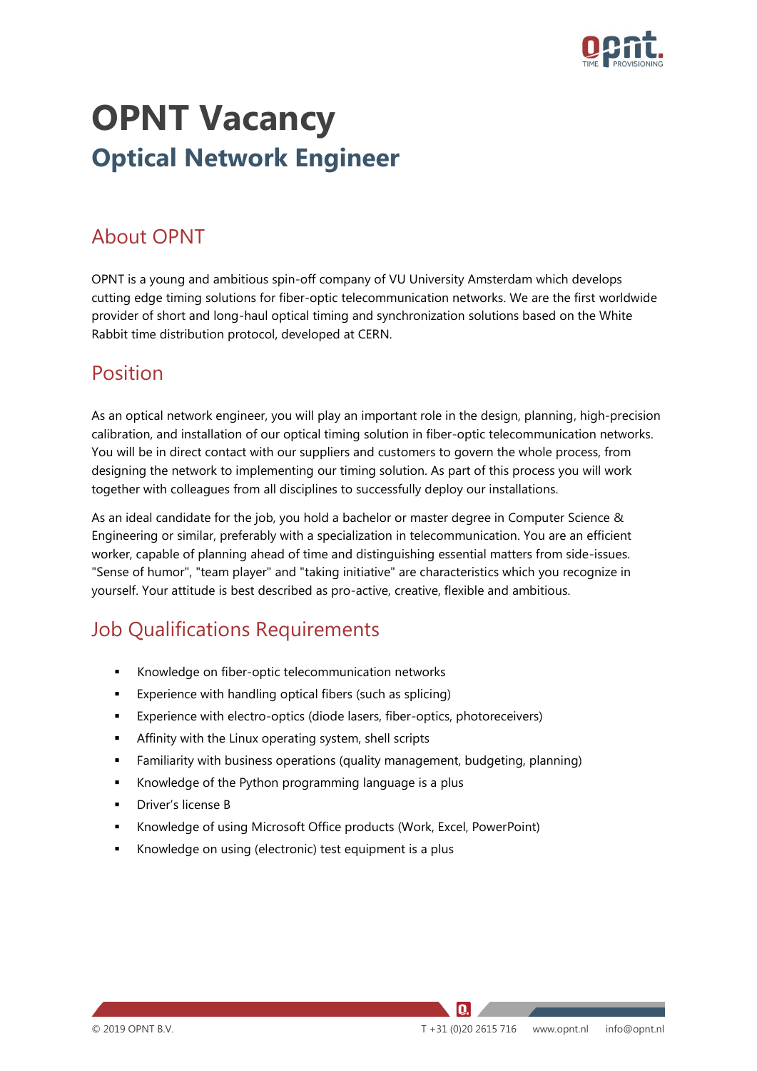# OPNT Vacancy

## Optical Network Engineer

## About OPNT

OPNT is a young and ambitious spin-off company of VU University Amsterdam which develops cutting edge timing solutions for fiber-optic telecommunication networks. We are the first worldwide provider of short and long-haul optical timing and synchronization solutions based on the White Rabbit time distribution protocol, developed at CERN.

## Position

As an optical network engineer, you will play an important role in the design, planning, high-precision calibration, and installation of our optical timing solution in fiber-optic telecommunication networks. You will be in direct contact with our suppliers and customers to govern the whole process, from designing the network to implementing our timing solution. As part of this process you will work together with colleagues from all disciplines to successfully deploy our installations.

As an ideal candidate for the job, you hold a bachelor or master degree in Computer Science & Engineering or similar, preferably with a specialization in telecommunication. You are an efficient worker, capable of planning ahead of time and distinguishing essential matters from side-issues. "Sense of humor", "team player" and "taking initiative" are characteristics which you recognize in yourself. Your attitude is best described as pro-active, creative, flexible and ambitious.

## Job Qualifications Requirements

- Knowledge on fiber-optic telecommunication networks
- Experience with handling optical fibers (such as splicing)
- Experience with electro-optics (diode lasers, fiber-optics, photoreceivers)
- Affinity with the Linux operating system, shell scripts
- Familiarity with business operations (quality management, budgeting, planning)
- Knowledge of the Python programming language is a plus
- Driver's license B
- Knowledge of using Microsoft Office products (Work, Excel, PowerPoint)
- Knowledge on using (electronic) test equipment is a plus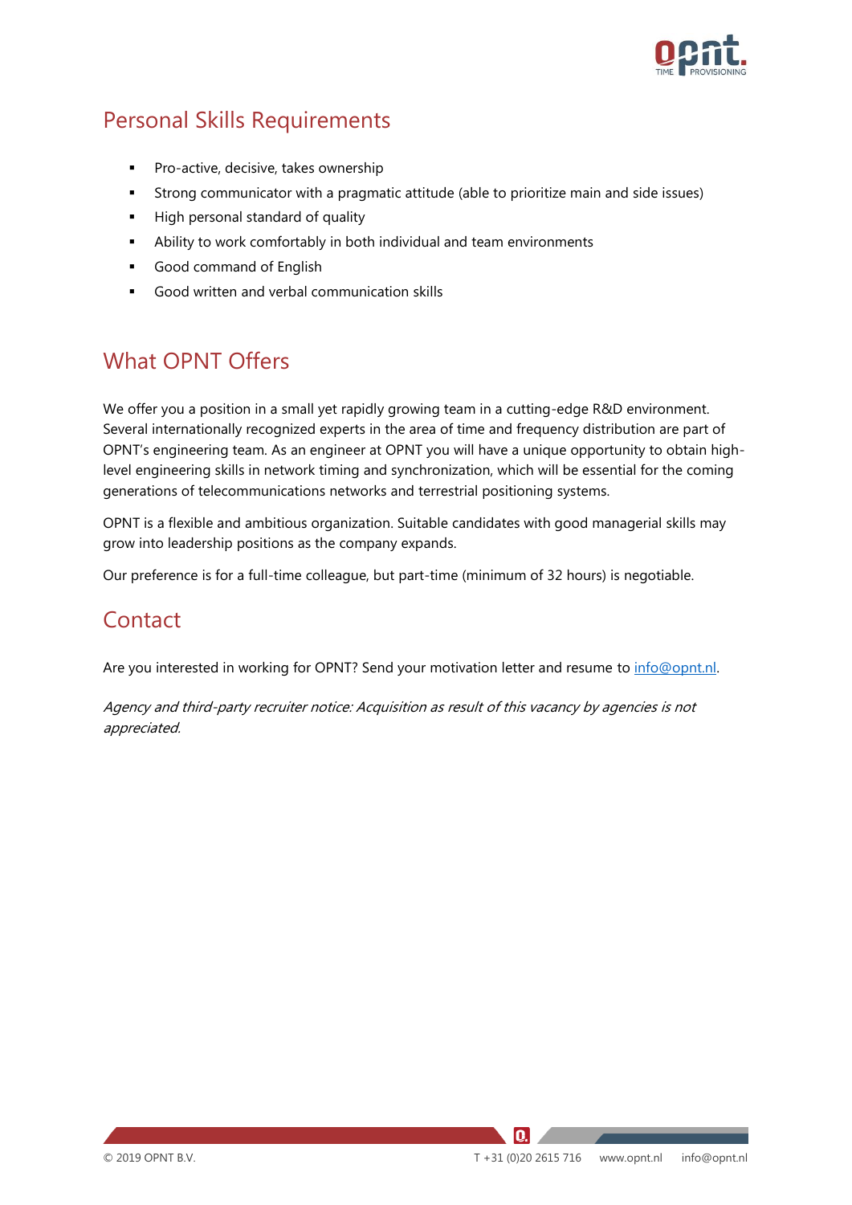## Personal Skills Requirements

- Pro-active, decisive, takes ownership
- Strong communicator with a pragmatic attitude (able to prioritize main and side issues)
- High personal standard of quality
- Ability to work comfortably in both individual and team environments
- Good command of English
- Good written and verbal communication skills

## What OPNT Offers

We offer you a position in a small yet rapidly growing team in a cutting-edge R&D environment. Several internationally recognized experts in the area of time and frequency distribution are part of OPNT's engineering team. As an engineer at OPNT you will have a unique opportunity to obtain high-level engineering skills in network timing and synchronization, which will be essential for the coming generations of telecommunications networks and terrestrial positioning systems.

OPNT is a flexible and ambitious organization. Suitable candidates with good managerial skills may grow into leadership positions as the company expands.

Our preference is for a full-time colleague, but part-time (minimum of 32 hours) is negotiable.

## Contact

Are you interested in working for OPNT? Send your motivation letter and resume to info@opnt.nl.

*Agency and third-party recruiter notice: Acquisition as result of this vacancy by agencies is not appreciated.*